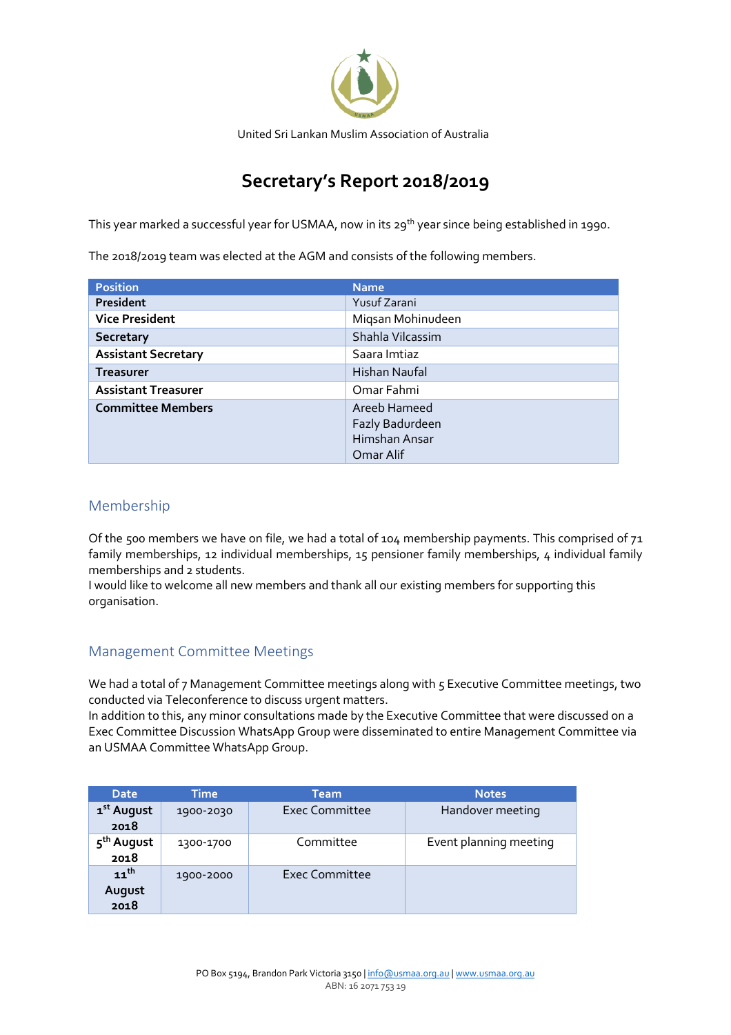United Sri Lankan Muslim Association of Australia

# Secretary's Report 2018/2019

This year marked a successful year for USMAA, now in its 29th year since being established in 1990.

The 2018/2019 team was elected at the AGM and consists of the following members.

| Position | Name |
|---|---|
| **President** | Yusuf Zarani |
| **Vice President** | Miqsan Mohinudeen |
| **Secretary** | Shahla Vilcassim |
| **Assistant Secretary** | Saara Imtiaz |
| **Treasurer** | Hishan Naufal |
| **Assistant Treasurer** | Omar Fahmi |
| **Committee Members** | Areeb Hameed<br>Fazly Badurdeen<br>Himshan Ansar<br>Omar Alif |

## Membership

Of the 500 members we have on file, we had a total of 104 membership payments. This comprised of 71 family memberships, 12 individual memberships, 15 pensioner family memberships, 4 individual family memberships and 2 students.
I would like to welcome all new members and thank all our existing members for supporting this organisation.

## Management Committee Meetings

We had a total of 7 Management Committee meetings along with 5 Executive Committee meetings, two conducted via Teleconference to discuss urgent matters.
In addition to this, any minor consultations made by the Executive Committee that were discussed on a Exec Committee Discussion WhatsApp Group were disseminated to entire Management Committee via an USMAA Committee WhatsApp Group.

| Date | Time | Team | Notes |
|---|---|---|---|
| **1st August 2018** | 1900-2030 | Exec Committee | Handover meeting |
| **5th August 2018** | 1300-1700 | Committee | Event planning meeting |
| **11th August 2018** | 1900-2000 | Exec Committee | |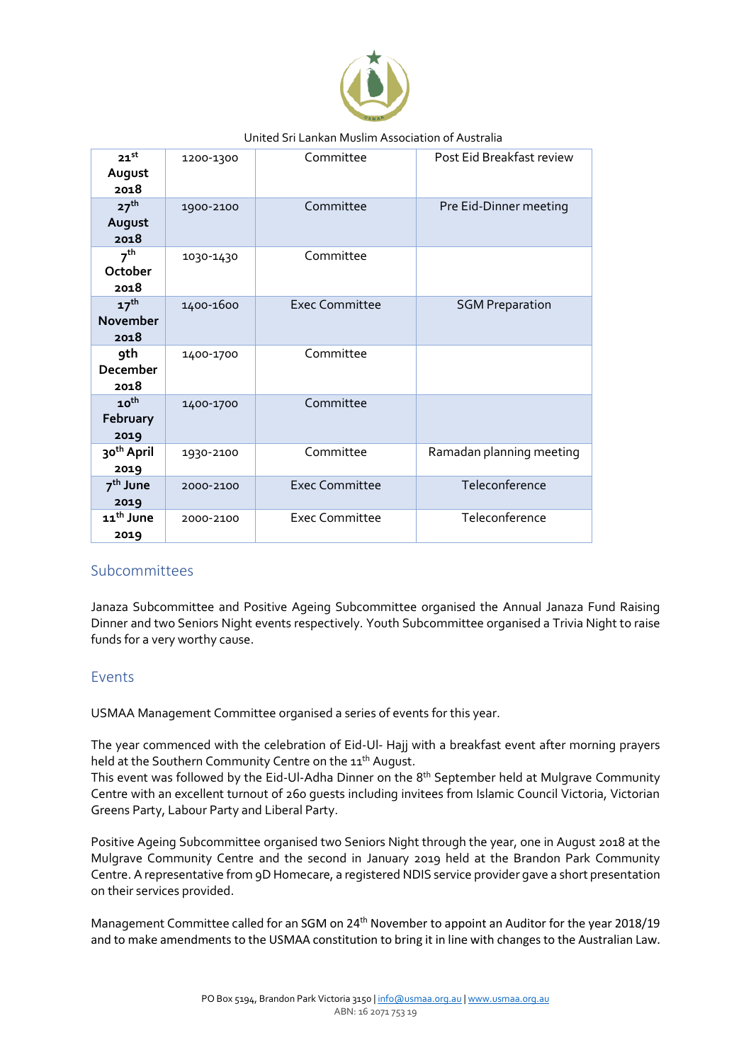United Sri Lankan Muslim Association of Australia

| | | | |
|---|---|---|---|
| **21st August 2018** | 1200-1300 | Committee | Post Eid Breakfast review |
| **27th August 2018** | 1900-2100 | Committee | Pre Eid-Dinner meeting |
| **7th October 2018** | 1030-1430 | Committee | |
| **17th November 2018** | 1400-1600 | Exec Committee | SGM Preparation |
| **9th December 2018** | 1400-1700 | Committee | |
| **10th February 2019** | 1400-1700 | Committee | |
| **30th April 2019** | 1930-2100 | Committee | Ramadan planning meeting |
| **7th June 2019** | 2000-2100 | Exec Committee | Teleconference |
| **11th June 2019** | 2000-2100 | Exec Committee | Teleconference |

## Subcommittees

Janaza Subcommittee and Positive Ageing Subcommittee organised the Annual Janaza Fund Raising Dinner and two Seniors Night events respectively. Youth Subcommittee organised a Trivia Night to raise funds for a very worthy cause.

## Events

USMAA Management Committee organised a series of events for this year.

The year commenced with the celebration of Eid-Ul- Hajj with a breakfast event after morning prayers held at the Southern Community Centre on the 11th August.
This event was followed by the Eid-Ul-Adha Dinner on the 8th September held at Mulgrave Community Centre with an excellent turnout of 260 guests including invitees from Islamic Council Victoria, Victorian Greens Party, Labour Party and Liberal Party.

Positive Ageing Subcommittee organised two Seniors Night through the year, one in August 2018 at the Mulgrave Community Centre and the second in January 2019 held at the Brandon Park Community Centre. A representative from 9D Homecare, a registered NDIS service provider gave a short presentation on their services provided.

Management Committee called for an SGM on 24th November to appoint an Auditor for the year 2018/19 and to make amendments to the USMAA constitution to bring it in line with changes to the Australian Law.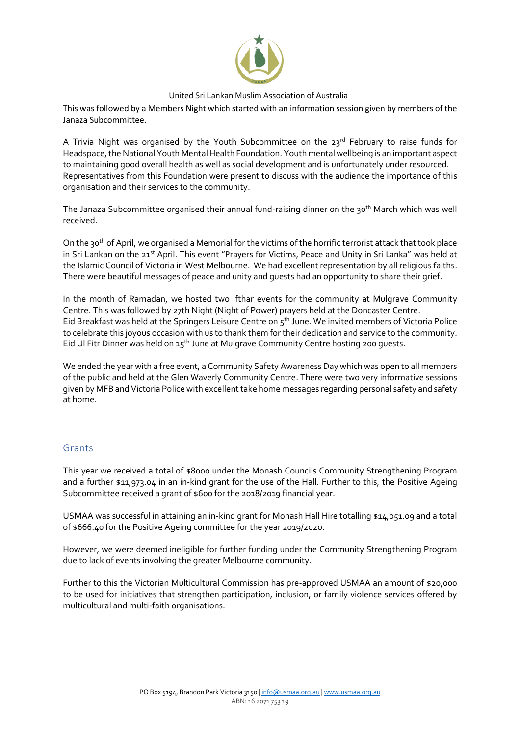This was followed by a Members Night which started with an information session given by members of the Janaza Subcommittee.

A Trivia Night was organised by the Youth Subcommittee on the 23rd February to raise funds for Headspace, the National Youth Mental Health Foundation. Youth mental wellbeing is an important aspect to maintaining good overall health as well as social development and is unfortunately under resourced. Representatives from this Foundation were present to discuss with the audience the importance of this organisation and their services to the community.

The Janaza Subcommittee organised their annual fund-raising dinner on the 30th March which was well received.

On the 30th of April, we organised a Memorial for the victims of the horrific terrorist attack that took place in Sri Lankan on the 21st April. This event "Prayers for Victims, Peace and Unity in Sri Lanka" was held at the Islamic Council of Victoria in West Melbourne. We had excellent representation by all religious faiths. There were beautiful messages of peace and unity and guests had an opportunity to share their grief.

In the month of Ramadan, we hosted two Ifthar events for the community at Mulgrave Community Centre. This was followed by 27th Night (Night of Power) prayers held at the Doncaster Centre.
Eid Breakfast was held at the Springers Leisure Centre on 5th June. We invited members of Victoria Police to celebrate this joyous occasion with us to thank them for their dedication and service to the community. Eid Ul Fitr Dinner was held on 15th June at Mulgrave Community Centre hosting 200 guests.

We ended the year with a free event, a Community Safety Awareness Day which was open to all members of the public and held at the Glen Waverly Community Centre. There were two very informative sessions given by MFB and Victoria Police with excellent take home messages regarding personal safety and safety at home.

## Grants

This year we received a total of $8000 under the Monash Councils Community Strengthening Program and a further $11,973.04 in an in-kind grant for the use of the Hall. Further to this, the Positive Ageing Subcommittee received a grant of $600 for the 2018/2019 financial year.

USMAA was successful in attaining an in-kind grant for Monash Hall Hire totalling $14,051.09 and a total of $666.40 for the Positive Ageing committee for the year 2019/2020.

However, we were deemed ineligible for further funding under the Community Strengthening Program due to lack of events involving the greater Melbourne community.

Further to this the Victorian Multicultural Commission has pre-approved USMAA an amount of $20,000 to be used for initiatives that strengthen participation, inclusion, or family violence services offered by multicultural and multi-faith organisations.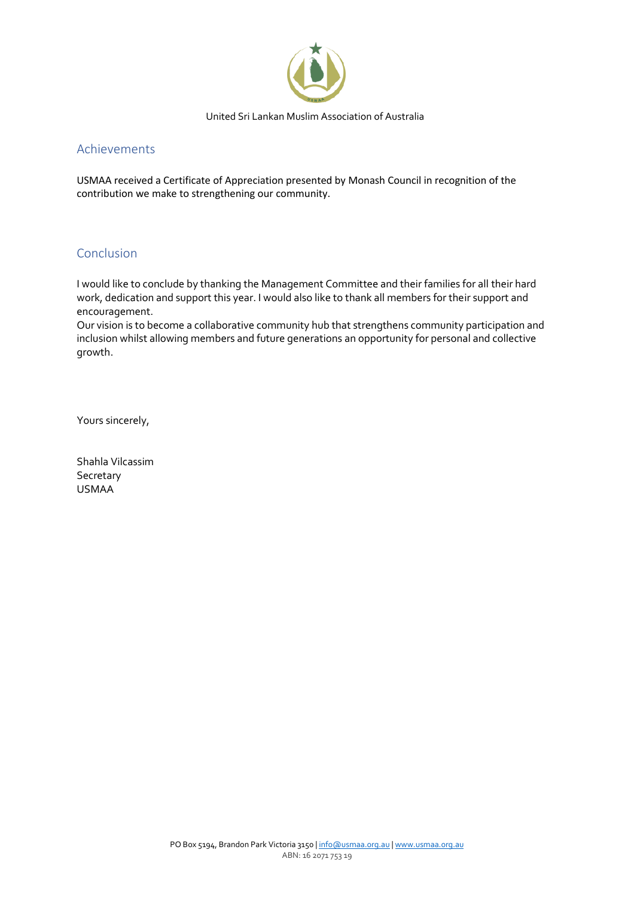United Sri Lankan Muslim Association of Australia

## Achievements

USMAA received a Certificate of Appreciation presented by Monash Council in recognition of the contribution we make to strengthening our community.

## Conclusion

I would like to conclude by thanking the Management Committee and their families for all their hard work, dedication and support this year. I would also like to thank all members for their support and encouragement.
Our vision is to become a collaborative community hub that strengthens community participation and inclusion whilst allowing members and future generations an opportunity for personal and collective growth.

Yours sincerely,

Shahla Vilcassim
Secretary
USMAA

PO Box 5194, Brandon Park Victoria 3150 | info@usmaa.org.au | www.usmaa.org.au
ABN: 16 2071 753 19